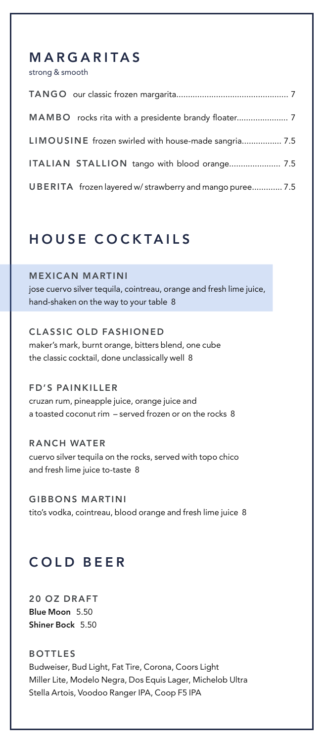## MARGARITAS

strong & smooth

**TANGO** our classic frozen margarita................................................ 7

**MAMBO** rocks rita with a presidente brandy floater...................... 7

**LIMOUSINE** frozen swirled with house-made sangria................. 7.5

**ITALIAN STALLION** tango with blood orange...................... 7.5

**UBERITA** frozen layered w/ strawberry and mango puree............. 7.5

## HOUSE COCKTAILS

**MEXICAN MARTINI**
jose cuervo silver tequila, cointreau, orange and fresh lime juice, hand-shaken on the way to your table 8

**CLASSIC OLD FASHIONED**
maker's mark, burnt orange, bitters blend, one cube
the classic cocktail, done unclassically well 8

**FD'S PAINKILLER**
cruzan rum, pineapple juice, orange juice and
a toasted coconut rim – served frozen or on the rocks 8

**RANCH WATER**
cuervo silver tequila on the rocks, served with topo chico
and fresh lime juice to-taste 8

**GIBBONS MARTINI**
tito's vodka, cointreau, blood orange and fresh lime juice 8

## COLD BEER

**20 OZ DRAFT**
**Blue Moon** 5.50
**Shiner Bock** 5.50

**BOTTLES**
Budweiser, Bud Light, Fat Tire, Corona, Coors Light
Miller Lite, Modelo Negra, Dos Equis Lager, Michelob Ultra
Stella Artois, Voodoo Ranger IPA, Coop F5 IPA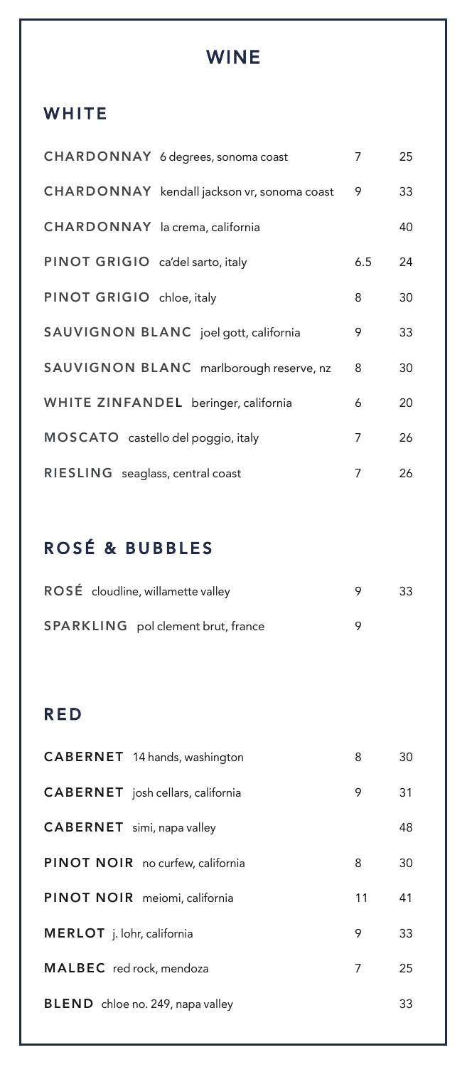# WINE

## WHITE

| | | |
|---|---|---|
| **CHARDONNAY** 6 degrees, sonoma coast | 7 | 25 |
| **CHARDONNAY** kendall jackson vr, sonoma coast | 9 | 33 |
| **CHARDONNAY** la crema, california | | 40 |
| **PINOT GRIGIO** ca'del sarto, italy | 6.5 | 24 |
| **PINOT GRIGIO** chloe, italy | 8 | 30 |
| **SAUVIGNON BLANC** joel gott, california | 9 | 33 |
| **SAUVIGNON BLANC** marlborough reserve, nz | 8 | 30 |
| **WHITE ZINFANDEL** beringer, california | 6 | 20 |
| **MOSCATO** castello del poggio, italy | 7 | 26 |
| **RIESLING** seaglass, central coast | 7 | 26 |

## ROSÉ & BUBBLES

| | | |
|---|---|---|
| **ROSÉ** cloudline, willamette valley | 9 | 33 |
| **SPARKLING** pol clement brut, france | 9 | |

## RED

| | | |
|---|---|---|
| **CABERNET** 14 hands, washington | 8 | 30 |
| **CABERNET** josh cellars, california | 9 | 31 |
| **CABERNET** simi, napa valley | | 48 |
| **PINOT NOIR** no curfew, california | 8 | 30 |
| **PINOT NOIR** meiomi, california | 11 | 41 |
| **MERLOT** j. lohr, california | 9 | 33 |
| **MALBEC** red rock, mendoza | 7 | 25 |
| **BLEND** chloe no. 249, napa valley | | 33 |